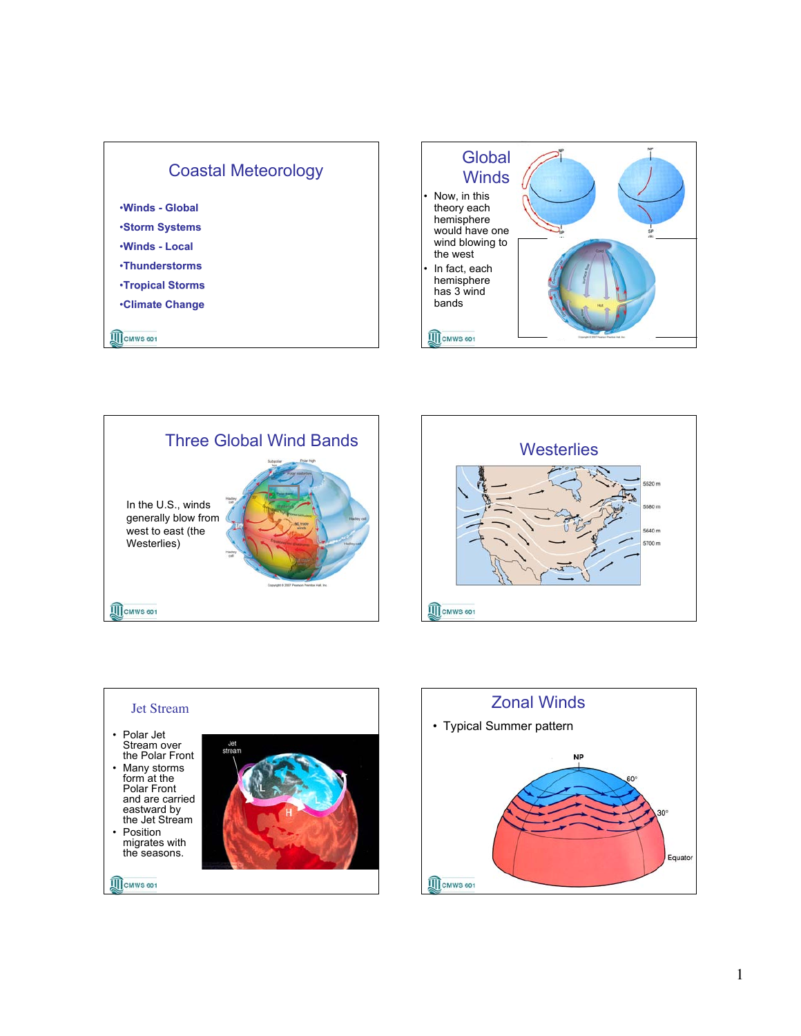## Coastal Meteorology

- **Winds - Global**
- **Storm Systems**
- **Winds - Local**
- **Thunderstorms**
- **Tropical Storms**
- **Climate Change**

## Global Winds

- Now, in this theory each hemisphere would have one wind blowing to the west
- In fact, each hemisphere has 3 wind bands

## Three Global Wind Bands

In the U.S., winds generally blow from west to east (the Westerlies)

## Westerlies

## Jet Stream

- Polar Jet Stream over the Polar Front
- Many storms form at the Polar Front and are carried eastward by the Jet Stream
- Position migrates with the seasons.

## Zonal Winds

- Typical Summer pattern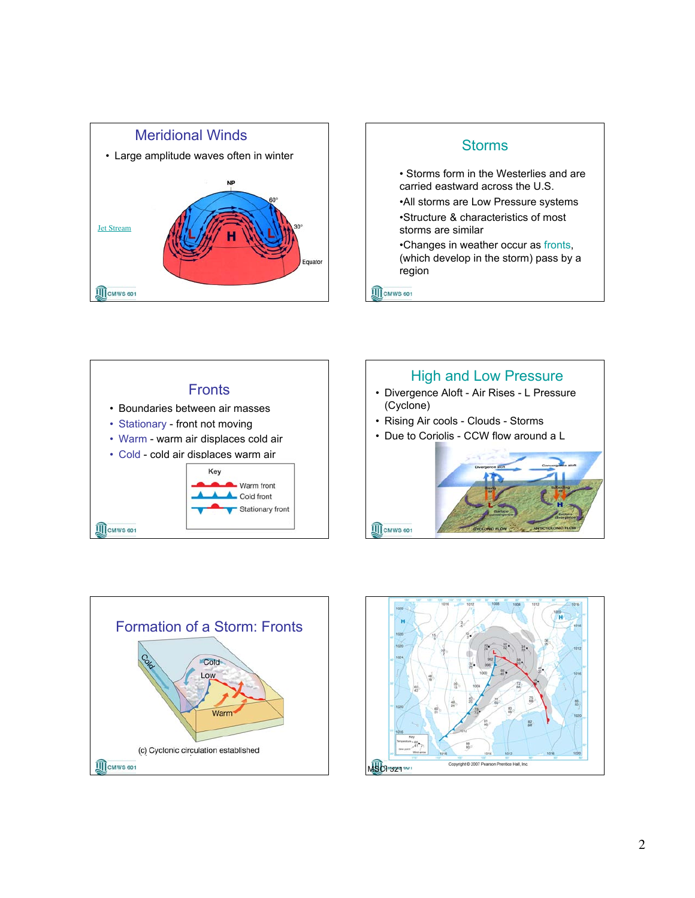## Meridional Winds

- Large amplitude waves often in winter

Jet Stream

## Storms

- Storms form in the Westerlies and are carried eastward across the U.S.
- All storms are Low Pressure systems
- Structure & characteristics of most storms are similar
- Changes in weather occur as fronts, (which develop in the storm) pass by a region

## Fronts

- Boundaries between air masses
- Stationary - front not moving
- Warm - warm air displaces cold air
- Cold - cold air displaces warm air

## High and Low Pressure

- Divergence Aloft - Air Rises - L Pressure (Cyclone)
- Rising Air cools - Clouds - Storms
- Due to Coriolis - CCW flow around a L

## Formation of a Storm: Fronts

(c) Cyclonic circulation established

Copyright © 2007 Pearson Prentice Hall, Inc.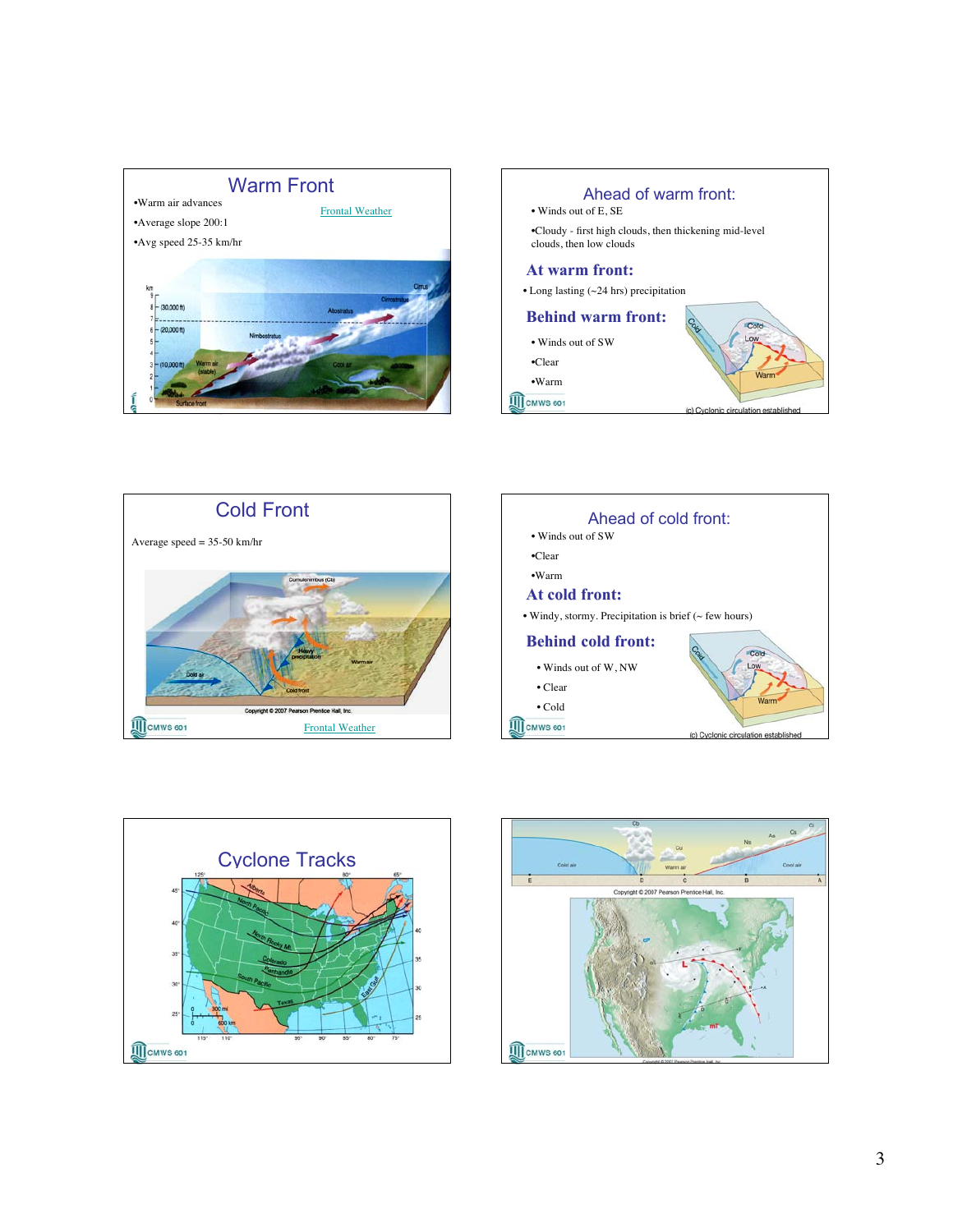## Warm Front

- Warm air advances
- Average slope 200:1
- Avg speed 25-35 km/hr

Frontal Weather

## Ahead of warm front:

- Winds out of E, SE
- Cloudy - first high clouds, then thickening mid-level clouds, then low clouds

## At warm front:

- Long lasting (~24 hrs) precipitation

## Behind warm front:

- Winds out of SW
- Clear
- Warm

(c) Cyclonic circulation established

## Cold Front

Average speed = 35-50 km/hr

Copyright © 2007 Pearson Prentice Hall, Inc.

Frontal Weather

## Ahead of cold front:

- Winds out of SW
- Clear
- Warm

## At cold front:

- Windy, stormy. Precipitation is brief (~ few hours)

## Behind cold front:

- Winds out of W, NW
- Clear
- Cold

(c) Cyclonic circulation established

## Cyclone Tracks

Copyright © 2007 Pearson Prentice Hall, Inc.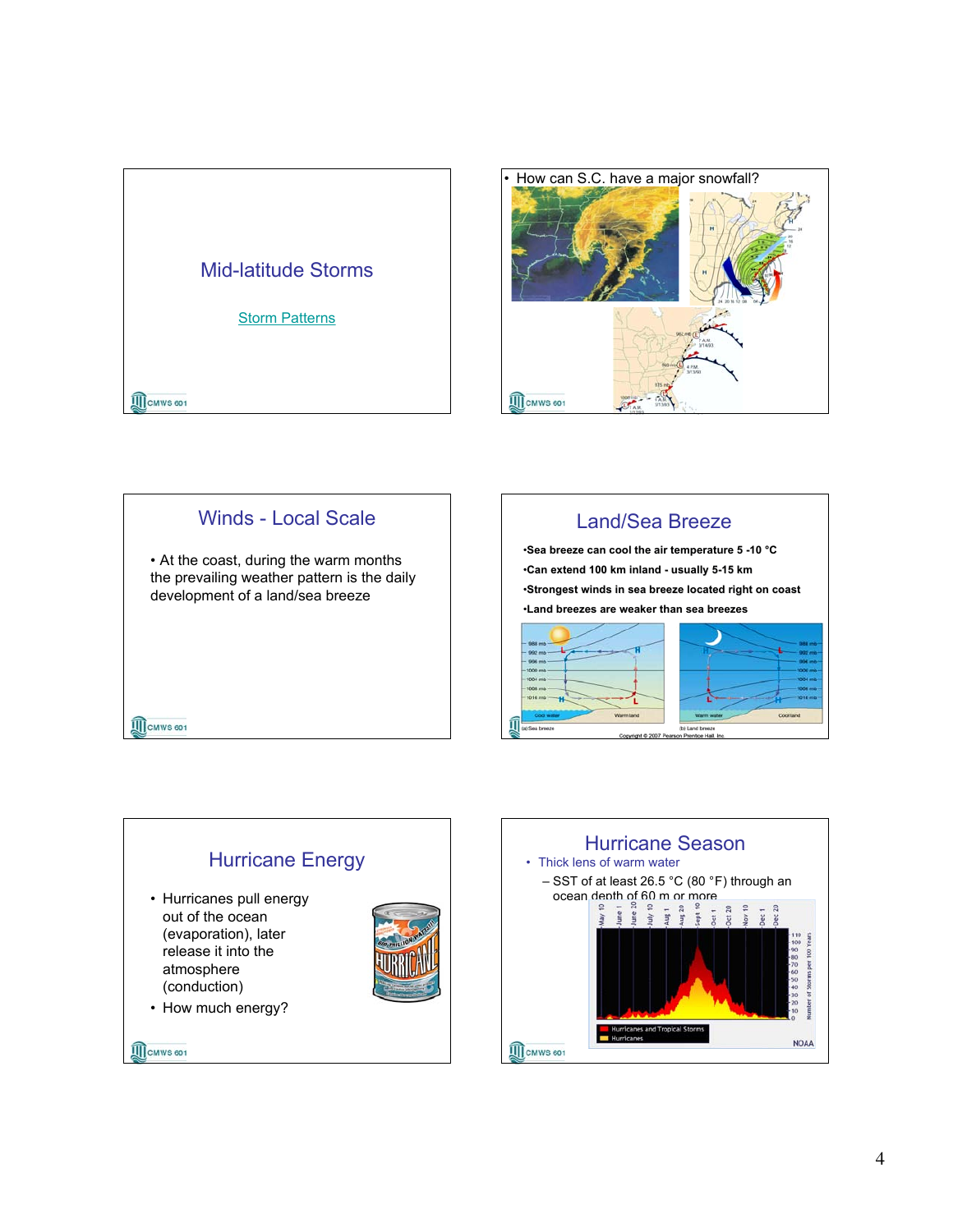## Mid-latitude Storms

Storm Patterns

---

- How can S.C. have a major snowfall?

---

## Winds - Local Scale

- At the coast, during the warm months the prevailing weather pattern is the daily development of a land/sea breeze

---

## Land/Sea Breeze

- **Sea breeze can cool the air temperature 5 -10 °C**
- **Can extend 100 km inland - usually 5-15 km**
- **Strongest winds in sea breeze located right on coast**
- **Land breezes are weaker than sea breezes**

(a) Sea breeze (b) Land breeze

Copyright © 2007 Pearson Prentice Hall, Inc.

---

## Hurricane Energy

- Hurricanes pull energy out of the ocean (evaporation), later release it into the atmosphere (conduction)
- How much energy?

---

## Hurricane Season

- Thick lens of warm water
  - SST of at least 26.5 °C (80 °F) through an ocean depth of 60 m or more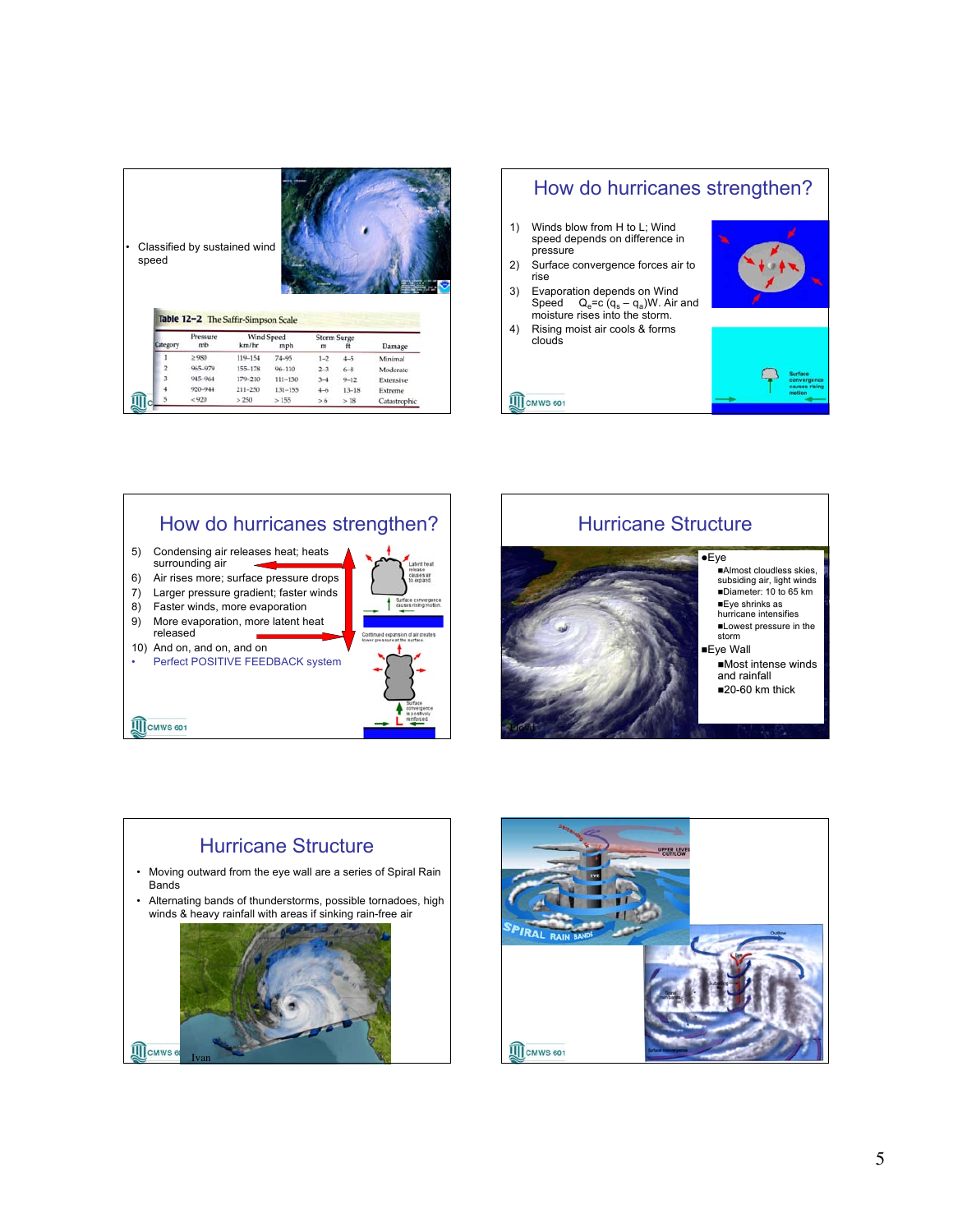- Classified by sustained wind speed

**Table 12–2** The Saffir-Simpson Scale

| Category | Pressure mb | Wind Speed km/hr | Wind Speed mph | Storm Surge m | Storm Surge ft | Damage |
|---|---|---|---|---|---|---|
| 1 | ≥980 | 119–154 | 74–95 | 1–2 | 4–5 | Minimal |
| 2 | 965–979 | 155–178 | 96–110 | 2–3 | 6–8 | Moderate |
| 3 | 945–964 | 179–210 | 111–130 | 3–4 | 9–12 | Extensive |
| 4 | 920–944 | 211–250 | 131–155 | 4–6 | 13–18 | Extreme |
| 5 | <920 | >250 | >155 | >6 | >18 | Catastrophic |

# How do hurricanes strengthen?

1) Winds blow from H to L; Wind speed depends on difference in pressure
2) Surface convergence forces air to rise
3) Evaporation depends on Wind Speed $Q_e = c\,(q_s - q_a)W$. Air and moisture rises into the storm.
4) Rising moist air cools & forms clouds

Surface convergence causes rising motion

# How do hurricanes strengthen?

5) Condensing air releases heat; heats surrounding air
6) Air rises more; surface pressure drops
7) Larger pressure gradient; faster winds
8) Faster winds, more evaporation
9) More evaporation, more latent heat released
10) And on, and on, and on

- Perfect POSITIVE FEEDBACK system

Latent heat release causes air to expand

Surface convergence causes rising motion

Continued expansion of air creates lower pressure at the surface

Surface convergence is positively reinforced

# Hurricane Structure

- Eye
  - Almost cloudless skies, subsiding air, light winds
  - Diameter: 10 to 65 km
  - Eye shrinks as hurricane intensifies
  - Lowest pressure in the storm
- Eye Wall
  - Most intense winds and rainfall
  - 20-60 km thick

# Hurricane Structure

- Moving outward from the eye wall are a series of Spiral Rain Bands
- Alternating bands of thunderstorms, possible tornadoes, high winds & heavy rainfall with areas if sinking rain-free air

Ivan

SPIRAL RAIN BANDS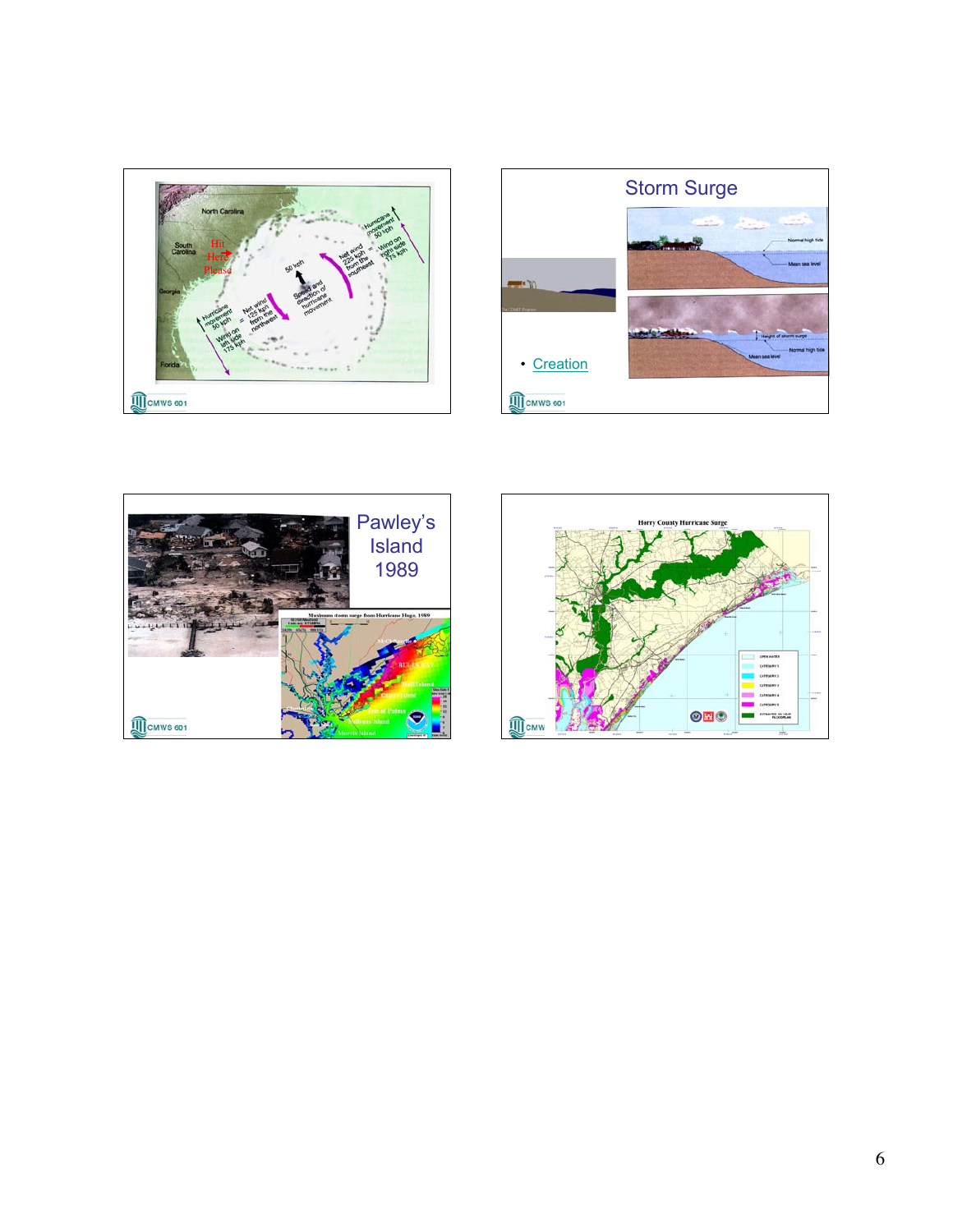North Carolina

South Carolina

Hit Here Please

Georgia

Florida

Hurricane movement 50 kph

Wind on left side 175 kph

Net wind 125 kph from the northwest

Speed and direction of hurricane movement

50 kph

Net wind 225 kph from the southeast

Hurricane movement 50 kph

Wind on right side 175 kph

CMWS 601

## Storm Surge

- Creation

Normal high tide

Mean sea level

Height of storm surge

Normal high tide

Mean sea level

CMWS 601

## Pawley's Island 1989

Maximum storm surge from Hurricane Hugo, 1989

CMWS 601

Horry County Hurricane Surge

OPEN WATER

CATEGORY 1

CATEGORY 2

CATEGORY 3

CATEGORY 4

CATEGORY 5

ESTIMATED 100 YEAR FLOODPLAIN

CMW